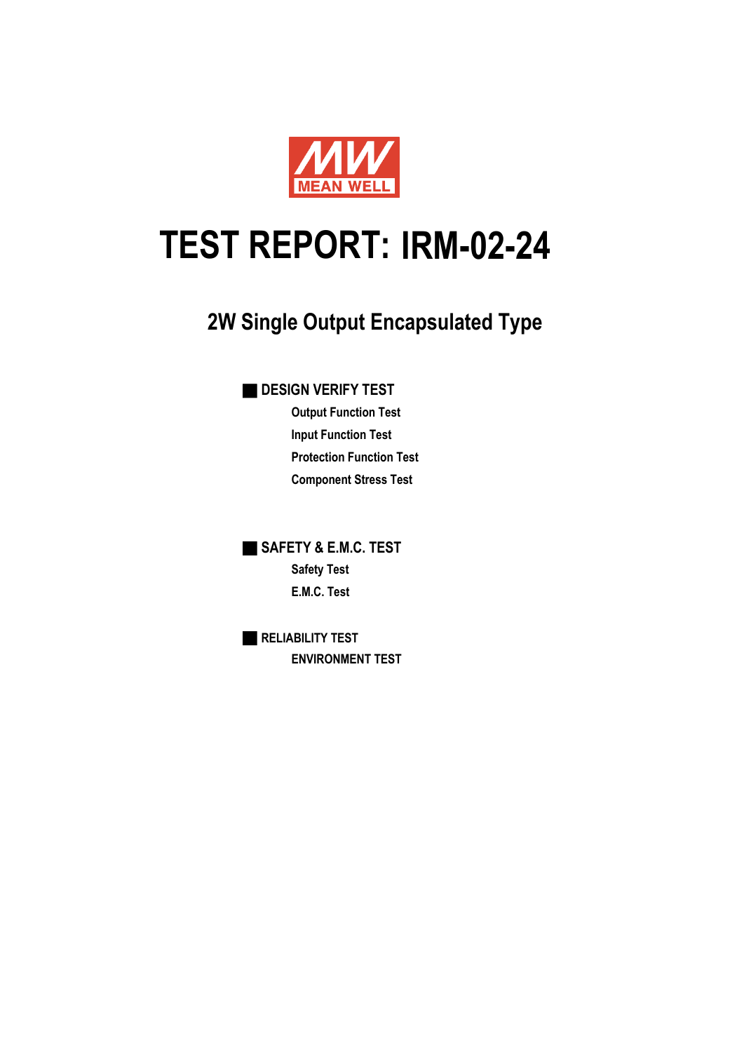MEAN WELL

# TEST REPORT: IRM-02-24

## 2W Single Output Encapsulated Type

### ■ DESIGN VERIFY TEST

- Output Function Test
- Input Function Test
- Protection Function Test
- Component Stress Test

### ■ SAFETY & E.M.C. TEST

- Safety Test
- E.M.C. Test

### ■ RELIABILITY TEST

- ENVIRONMENT TEST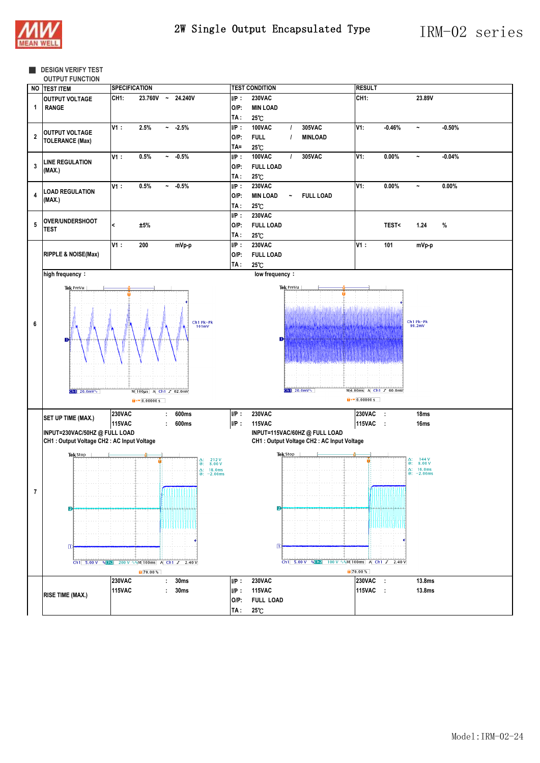# 2W Single Output Encapsulated Type — IRM-02 series

## DESIGN VERIFY TEST

### OUTPUT FUNCTION

| NO | TEST ITEM | SPECIFICATION | TEST CONDITION | RESULT |
|---|---|---|---|---|
| 1 | OUTPUT VOLTAGE RANGE | CH1: 23.760V ~ 24.240V | I/P : 230VAC<br>O/P: MIN LOAD<br>TA : 25℃ | CH1: 23.89V |
| 2 | OUTPUT VOLTAGE TOLERANCE (Max) | V1 : 2.5% ~ -2.5% | I/P : 100VAC / 305VAC<br>O/P: FULL / MINLOAD<br>TA= 25℃ | V1: -0.46% ~ -0.50% |
| 3 | LINE REGULATION (MAX.) | V1 : 0.5% ~ -0.5% | I/P : 100VAC / 305VAC<br>O/P: FULL LOAD<br>TA : 25℃ | V1: 0.00% ~ -0.04% |
| 4 | LOAD REGULATION (MAX.) | V1 : 0.5% ~ -0.5% | I/P : 230VAC<br>O/P: MIN LOAD ~ FULL LOAD<br>TA : 25℃ | V1: 0.00% ~ 0.00% |
| 5 | OVER/UNDERSHOOT TEST | < ±5% | I/P : 230VAC<br>O/P: FULL LOAD<br>TA : 25℃ | TEST< 1.24 % |
| 6 | RIPPLE & NOISE(Max) | V1 : 200 mVp-p | I/P : 230VAC<br>O/P: FULL LOAD<br>TA : 25℃ | V1 : 101 mVp-p |
| | high frequency : (Ch1 Pk-Pk 101mV; Ch1 20.0mV, M 100µs, A Ch1 ∫ 62.0mV) | | low frequency : (Ch1 Pk-Pk 99.2mV; Ch1 20.0mV, M 4.00ms, A Ch1 ∫ 60.0mV) | |
| 7 | SET UP TIME (MAX.) | 230VAC : 600ms<br>115VAC : 600ms | I/P : 230VAC<br>I/P : 115VAC | 230VAC : 18ms<br>115VAC : 16ms |
| | INPUT=230VAC/50HZ @ FULL LOAD<br>CH1 : Output Voltage CH2 : AC Input Voltage<br>(Δ: 212 V, @: 8.00 V; Δ: 18.0ms, @: -2.00ms; Ch1 5.00 V, Ch2 200 V, M 100ms, A Ch1 ∫ 2.40 V) | | INPUT=115VAC/60HZ @ FULL LOAD<br>CH1 : Output Voltage CH2 : AC Input Voltage<br>(Δ: 144 V, @: 8.00 V; Δ: 16.0ms, @: -2.00ms; Ch1 5.00 V, Ch2 100 V, M 100ms, A Ch1 ∫ 2.40 V) | |
| | RISE TIME (MAX.) | 230VAC : 30ms<br>115VAC : 30ms | I/P : 230VAC<br>I/P : 115VAC<br>O/P: FULL LOAD<br>TA : 25℃ | 230VAC : 13.8ms<br>115VAC : 13.8ms |

Model:IRM-02-24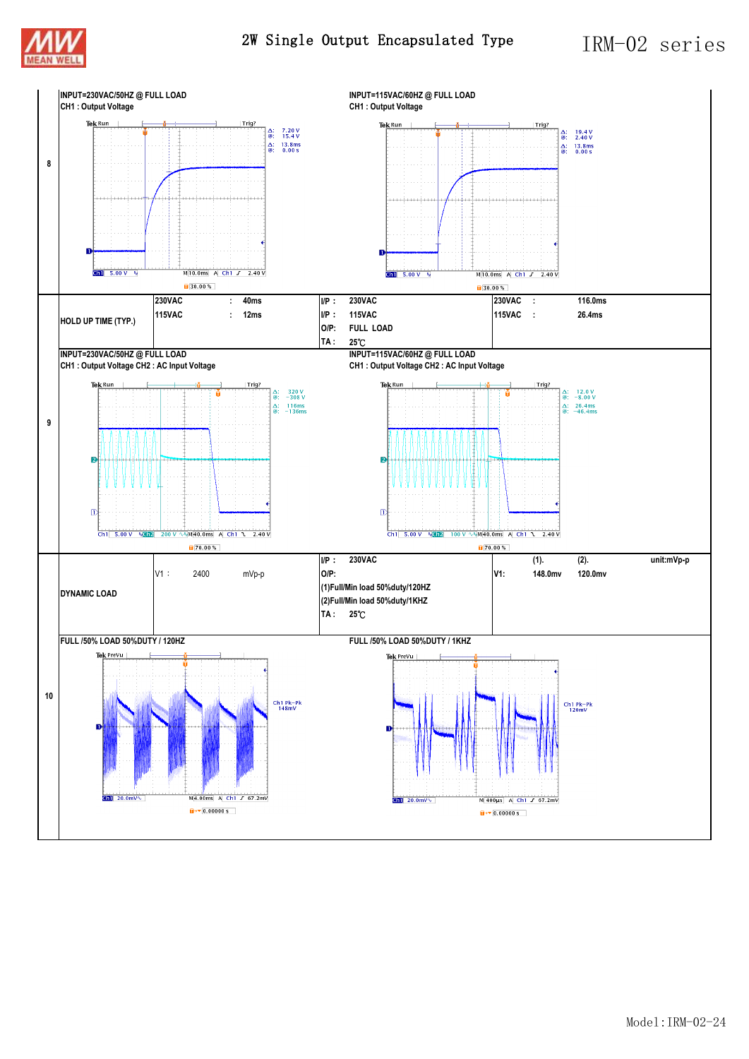| | | | | |
|---|---|---|---|---|
| 8 | INPUT=230VAC/50HZ @ FULL LOAD<br>CH1 : Output Voltage | | INPUT=115VAC/60HZ @ FULL LOAD<br>CH1 : Output Voltage | |
| | HOLD UP TIME (TYP.) | 230VAC : 40ms<br>115VAC : 12ms | I/P : 230VAC<br>I/P : 115VAC<br>O/P: FULL LOAD<br>TA : 25℃ | 230VAC : 116.0ms<br>115VAC : 26.4ms |
| 9 | INPUT=230VAC/50HZ @ FULL LOAD<br>CH1 : Output Voltage CH2 : AC Input Voltage | | INPUT=115VAC/60HZ @ FULL LOAD<br>CH1 : Output Voltage CH2 : AC Input Voltage | |
| | DYNAMIC LOAD | V1 : 2400 mVp-p | I/P : 230VAC<br>O/P:<br>(1)Full/Min load 50%duty/120HZ<br>(2)Full/Min load 50%duty/1KHZ<br>TA : 25℃ | (1). (2). unit:mVp-p<br>V1: 148.0mv 120.0mv |
| 10 | FULL /50% LOAD 50%DUTY / 120HZ | | FULL /50% LOAD 50%DUTY / 1KHZ | |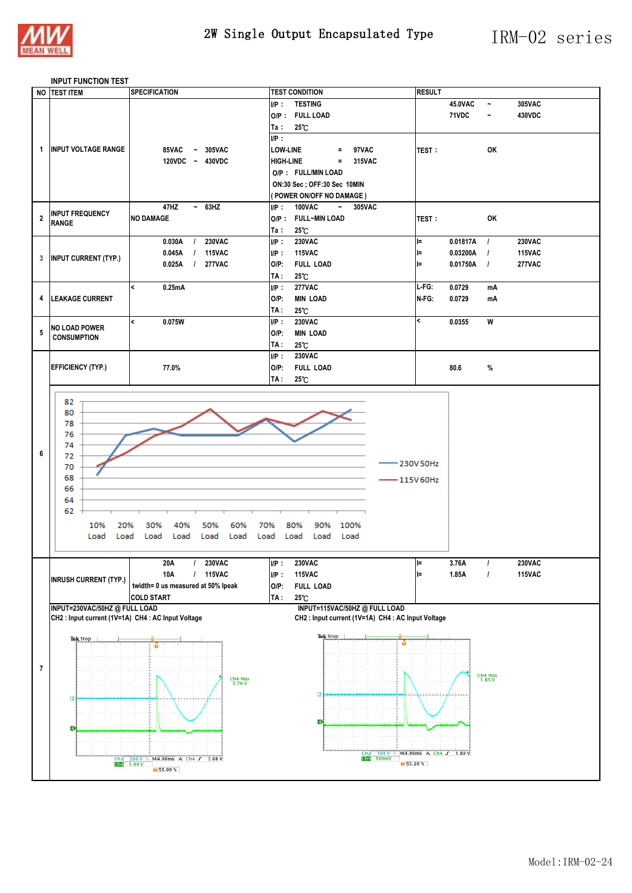# 2W Single Output Encapsulated Type — IRM-02 series

## INPUT FUNCTION TEST

| NO | TEST ITEM | SPECIFICATION | TEST CONDITION | RESULT |
|---|---|---|---|---|
| 1 | INPUT VOLTAGE RANGE | 85VAC ~ 305VAC<br>120VDC ~ 430VDC | I/P : TESTING<br>O/P : FULL LOAD<br>Ta : 25℃ | 45.0VAC ~ 305VAC<br>71VDC ~ 430VDC |
| | | | I/P :<br>LOW-LINE = 97VAC<br>HIGH-LINE = 315VAC<br>O/P : FULL/MIN LOAD<br>ON:30 Sec ; OFF:30 Sec 10MIN<br>( POWER ON/OFF NO DAMAGE ) | TEST : OK |
| 2 | INPUT FREQUENCY RANGE | 47HZ ~ 63HZ<br>NO DAMAGE | I/P : 100VAC ~ 305VAC<br>O/P : FULL~MIN LOAD<br>Ta : 25℃ | TEST : OK |
| 3 | INPUT CURRENT (TYP.) | 0.030A / 230VAC<br>0.045A / 115VAC<br>0.025A / 277VAC | I/P : 230VAC<br>I/P : 115VAC<br>O/P: FULL LOAD<br>TA : 25℃ | I= 0.01817A / 230VAC<br>I= 0.03200A / 115VAC<br>I= 0.01750A / 277VAC |
| 4 | LEAKAGE CURRENT | < 0.25mA | I/P : 277VAC<br>O/P: MIN LOAD<br>TA : 25℃ | L-FG: 0.0729 mA<br>N-FG: 0.0729 mA |
| 5 | NO LOAD POWER CONSUMPTION | < 0.075W | I/P : 230VAC<br>O/P: MIN LOAD<br>TA : 25℃ | < 0.0355 W |
| 6 | EFFICIENCY (TYP.) | 77.0% | I/P : 230VAC<br>O/P: FULL LOAD<br>TA : 25℃ | 80.6 % |
| 7 | INRUSH CURRENT (TYP.) | 20A / 230VAC<br>10A / 115VAC<br>twidth= 0 us measured at 50% Ipeak<br>COLD START | I/P : 230VAC<br>I/P : 115VAC<br>O/P: FULL LOAD<br>TA : 25℃ | I= 3.76A / 230VAC<br>I= 1.85A / 115VAC |

Efficiency chart (item 6): 10% Load – 100% Load; 230V 50Hz, 115V 60Hz

Item 7 waveforms:

INPUT=230VAC/50HZ @ FULL LOAD
CH2 : Input current (1V=1A) CH4 : AC Input Voltage

INPUT=115VAC/50HZ @ FULL LOAD
CH2 : Input current (1V=1A) CH4 : AC Input Voltage

Model:IRM-02-24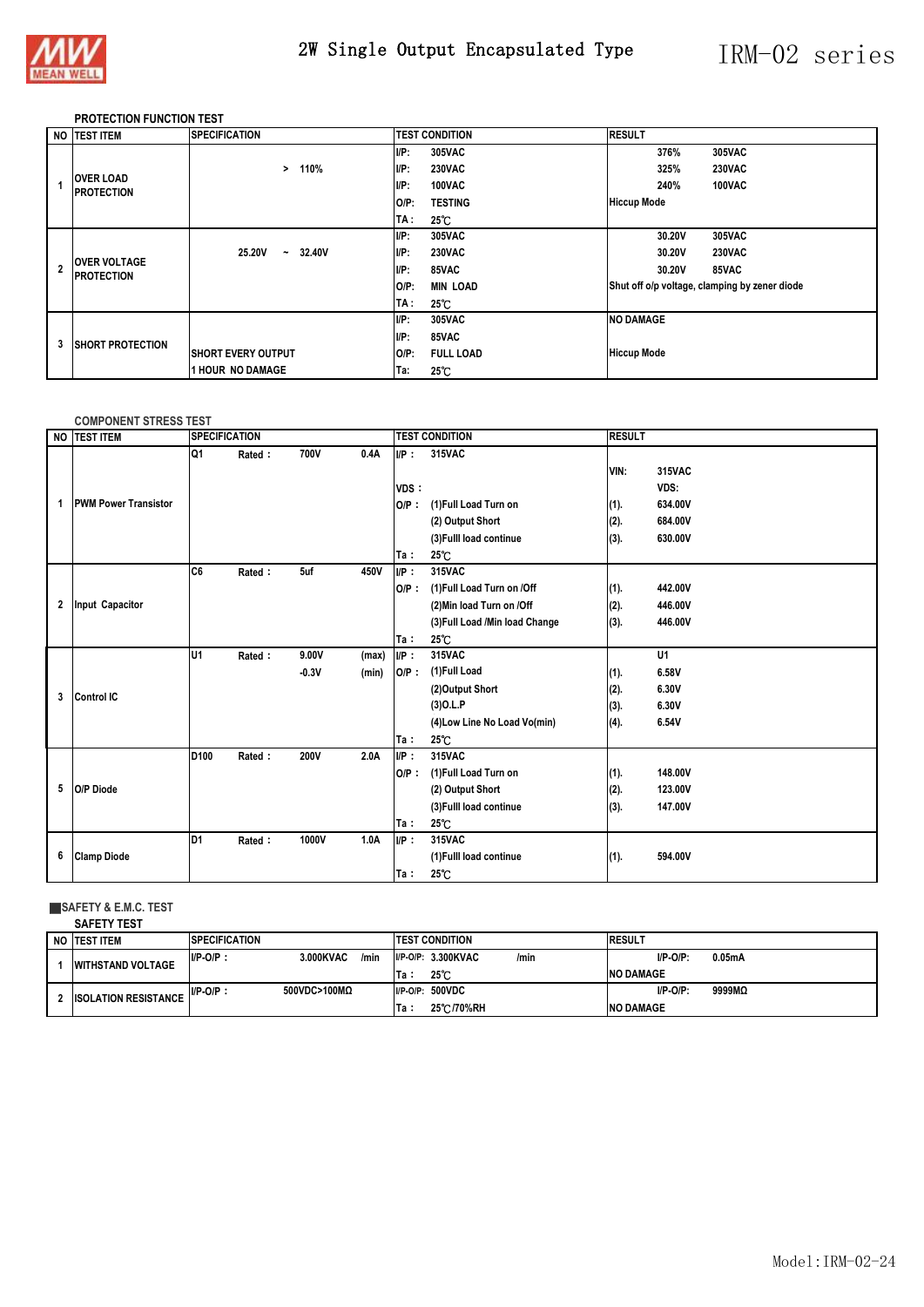### PROTECTION FUNCTION TEST

| NO | TEST ITEM | SPECIFICATION | TEST CONDITION | RESULT |
|---|---|---|---|---|
| 1 | OVER LOAD PROTECTION | > 110% | I/P: 305VAC<br>I/P: 230VAC<br>I/P: 100VAC<br>O/P: TESTING<br>TA : 25℃ | 376% 305VAC<br>325% 230VAC<br>240% 100VAC<br>Hiccup Mode |
| 2 | OVER VOLTAGE PROTECTION | 25.20V ~ 32.40V | I/P: 305VAC<br>I/P: 230VAC<br>I/P: 85VAC<br>O/P: MIN LOAD<br>TA : 25℃ | 30.20V 305VAC<br>30.20V 230VAC<br>30.20V 85VAC<br>Shut off o/p voltage, clamping by zener diode |
| 3 | SHORT PROTECTION | SHORT EVERY OUTPUT<br>1 HOUR NO DAMAGE | I/P: 305VAC<br>I/P: 85VAC<br>O/P: FULL LOAD<br>Ta: 25℃ | NO DAMAGE<br>Hiccup Mode |

### COMPONENT STRESS TEST

| NO | TEST ITEM | SPECIFICATION | TEST CONDITION | RESULT |
|---|---|---|---|---|
| 1 | PWM Power Transistor | Q1 Rated : 700V 0.4A | I/P : 315VAC<br>VDS :<br>O/P : (1)Full Load Turn on<br>(2) Output Short<br>(3)Fulll load continue<br>Ta : 25℃ | VIN: 315VAC<br>VDS:<br>(1). 634.00V<br>(2). 684.00V<br>(3). 630.00V |
| 2 | Input Capacitor | C6 Rated : 5uf 450V | I/P : 315VAC<br>O/P : (1)Full Load Turn on /Off<br>(2)Min load Turn on /Off<br>(3)Full Load /Min load Change<br>Ta : 25℃ | (1). 442.00V<br>(2). 446.00V<br>(3). 446.00V |
| 3 | Control IC | U1 Rated : 9.00V (max)<br>-0.3V (min) | I/P : 315VAC<br>O/P : (1)Full Load<br>(2)Output Short<br>(3)O.L.P<br>(4)Low Line No Load Vo(min)<br>Ta : 25℃ | U1<br>(1). 6.58V<br>(2). 6.30V<br>(3). 6.30V<br>(4). 6.54V |
| 5 | O/P Diode | D100 Rated : 200V 2.0A | I/P : 315VAC<br>O/P : (1)Full Load Turn on<br>(2) Output Short<br>(3)Fulll load continue<br>Ta : 25℃ | (1). 148.00V<br>(2). 123.00V<br>(3). 147.00V |
| 6 | Clamp Diode | D1 Rated : 1000V 1.0A | I/P : 315VAC<br>(1)Fulll load continue<br>Ta : 25℃ | (1). 594.00V |

### SAFETY & E.M.C. TEST

#### SAFETY TEST

| NO | TEST ITEM | SPECIFICATION | TEST CONDITION | RESULT |
|---|---|---|---|---|
| 1 | WITHSTAND VOLTAGE | I/P-O/P : 3.000KVAC /min | I/P-O/P: 3.300KVAC /min<br>Ta : 25℃ | I/P-O/P: 0.05mA<br>NO DAMAGE |
| 2 | ISOLATION RESISTANCE | I/P-O/P : 500VDC>100MΩ | I/P-O/P: 500VDC<br>Ta : 25℃/70%RH | I/P-O/P: 9999MΩ<br>NO DAMAGE |

Model:IRM-02-24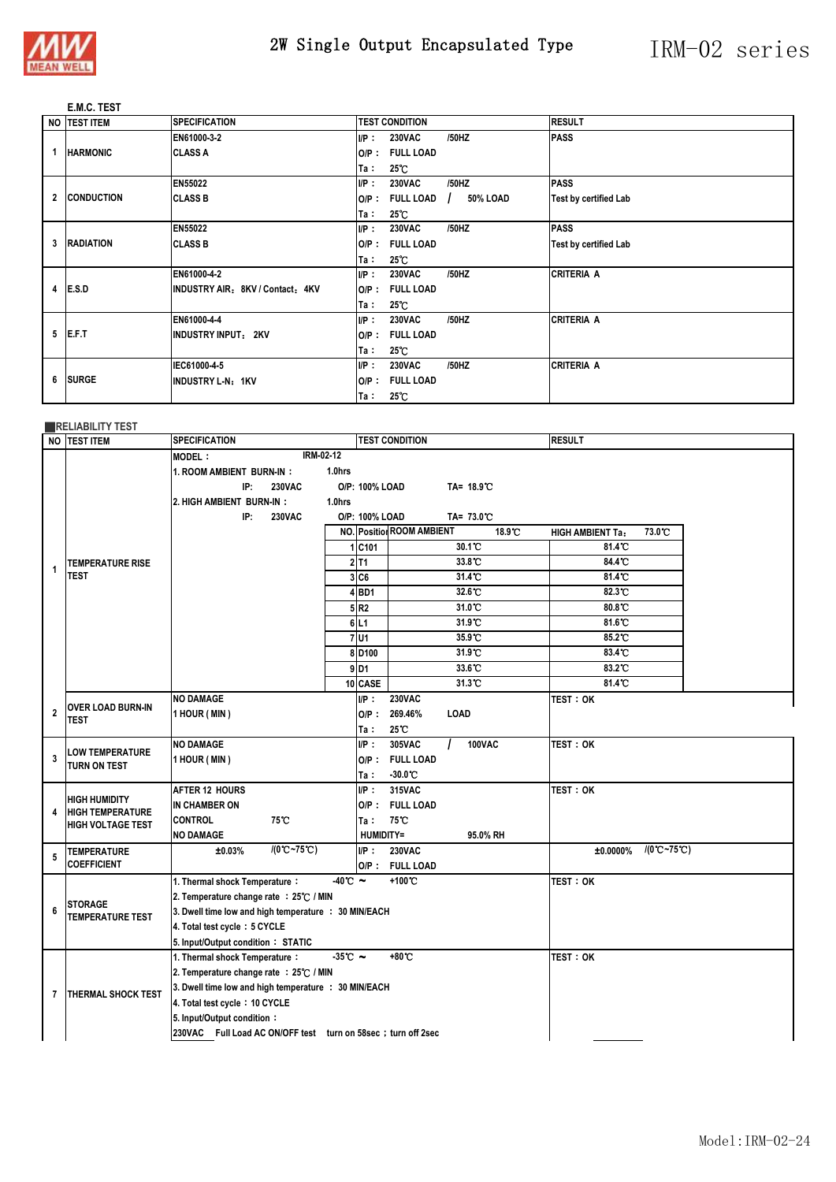# 2W Single Output Encapsulated Type — IRM-02 series

## E.M.C. TEST

| NO | TEST ITEM | SPECIFICATION | TEST CONDITION | RESULT |
|---|---|---|---|---|
| 1 | HARMONIC | EN61000-3-2<br>CLASS A | I/P : 230VAC /50HZ<br>O/P : FULL LOAD<br>Ta : 25℃ | PASS |
| 2 | CONDUCTION | EN55022<br>CLASS B | I/P : 230VAC /50HZ<br>O/P : FULL LOAD / 50% LOAD<br>Ta : 25℃ | PASS<br>Test by certified Lab |
| 3 | RADIATION | EN55022<br>CLASS B | I/P : 230VAC /50HZ<br>O/P : FULL LOAD<br>Ta : 25℃ | PASS<br>Test by certified Lab |
| 4 | E.S.D | EN61000-4-2<br>INDUSTRY AIR：8KV / Contact：4KV | I/P : 230VAC /50HZ<br>O/P : FULL LOAD<br>Ta : 25℃ | CRITERIA A |
| 5 | E.F.T | EN61000-4-4<br>INDUSTRY INPUT：2KV | I/P : 230VAC /50HZ<br>O/P : FULL LOAD<br>Ta : 25℃ | CRITERIA A |
| 6 | SURGE | IEC61000-4-5<br>INDUSTRY L-N：1KV | I/P : 230VAC /50HZ<br>O/P : FULL LOAD<br>Ta : 25℃ | CRITERIA A |

## RELIABILITY TEST

| NO | TEST ITEM | SPECIFICATION | TEST CONDITION | RESULT |
|---|---|---|---|---|
| 1 | TEMPERATURE RISE TEST | MODEL : IRM-02-12<br>1. ROOM AMBIENT BURN-IN : 1.0hrs<br>IP: 230VAC O/P: 100% LOAD TA= 18.9℃<br>2. HIGH AMBIENT BURN-IN : 1.0hrs<br>IP: 230VAC O/P: 100% LOAD TA= 73.0℃ | | |

| NO. | Position | ROOM AMBIENT 18.9℃ | HIGH AMBIENT Ta: 73.0℃ |
|---|---|---|---|
| 1 | C101 | 30.1℃ | 81.4℃ |
| 2 | T1 | 33.8℃ | 84.4℃ |
| 3 | C6 | 31.4℃ | 81.4℃ |
| 4 | BD1 | 32.6℃ | 82.3℃ |
| 5 | R2 | 31.0℃ | 80.8℃ |
| 6 | L1 | 31.9℃ | 81.6℃ |
| 7 | U1 | 35.9℃ | 85.2℃ |
| 8 | D100 | 31.9℃ | 83.4℃ |
| 9 | D1 | 33.6℃ | 83.2℃ |
| 10 | CASE | 31.3℃ | 81.4℃ |

| NO | TEST ITEM | SPECIFICATION | TEST CONDITION | RESULT |
|---|---|---|---|---|
| 2 | OVER LOAD BURN-IN TEST | NO DAMAGE<br>1 HOUR ( MIN ) | I/P : 230VAC<br>O/P : 269.46% LOAD<br>Ta : 25℃ | TEST : OK |
| 3 | LOW TEMPERATURE TURN ON TEST | NO DAMAGE<br>1 HOUR ( MIN ) | I/P : 305VAC / 100VAC<br>O/P : FULL LOAD<br>Ta : -30.0℃ | TEST : OK |
| 4 | HIGH HUMIDITY HIGH TEMPERATURE HIGH VOLTAGE TEST | AFTER 12 HOURS<br>IN CHAMBER ON<br>CONTROL 75℃<br>NO DAMAGE | I/P : 315VAC<br>O/P : FULL LOAD<br>Ta : 75℃<br>HUMIDITY= 95.0% RH | TEST : OK |
| 5 | TEMPERATURE COEFFICIENT | ±0.03% /(0℃~75℃) | I/P : 230VAC<br>O/P : FULL LOAD | ±0.0000% /(0℃~75℃) |
| 6 | STORAGE TEMPERATURE TEST | 1. Thermal shock Temperature : -40℃ ~ +100℃<br>2. Temperature change rate : 25℃ / MIN<br>3. Dwell time low and high temperature : 30 MIN/EACH<br>4. Total test cycle : 5 CYCLE<br>5. Input/Output condition : STATIC | | TEST : OK |
| 7 | THERMAL SHOCK TEST | 1. Thermal shock Temperature : -35℃ ~ +80℃<br>2. Temperature change rate : 25℃ / MIN<br>3. Dwell time low and high temperature : 30 MIN/EACH<br>4. Total test cycle : 10 CYCLE<br>5. Input/Output condition :<br>230VAC Full Load AC ON/OFF test turn on 58sec ; turn off 2sec | | TEST : OK |

Model : IRM-02-24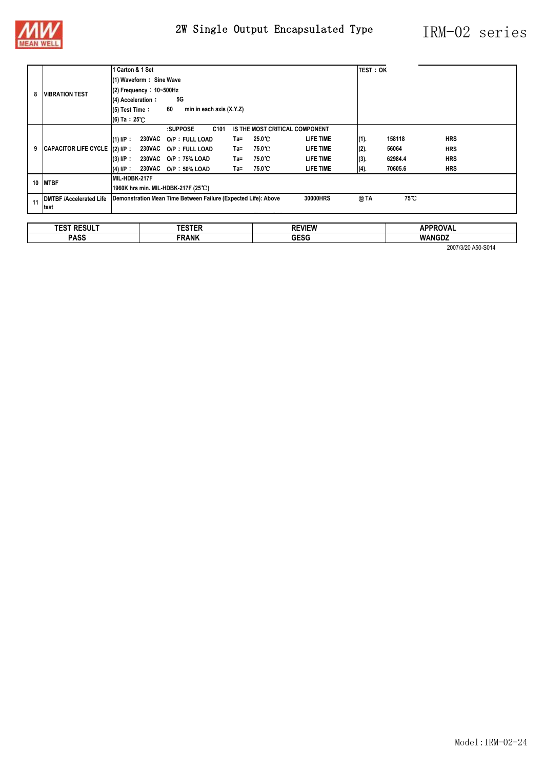# 2W Single Output Encapsulated Type IRM-02 series

| | | | |
|---|---|---|---|
| 8 | VIBRATION TEST | 1 Carton & 1 Set<br>(1) Waveform：Sine Wave<br>(2) Frequency：10~500Hz<br>(4) Acceleration： 5G<br>(5) Test Time： 60 min in each axis (X.Y.Z)<br>(6) Ta：25℃ | TEST：OK |
| 9 | CAPACITOR LIFE CYCLE | :SUPPOSE C101 IS THE MOST CRITICAL COMPONENT<br>(1) I/P： 230VAC O/P：FULL LOAD Ta= 25.0℃ LIFE TIME<br>(2) I/P： 230VAC O/P：FULL LOAD Ta= 75.0℃ LIFE TIME<br>(3) I/P： 230VAC O/P：75% LOAD Ta= 75.0℃ LIFE TIME<br>(4) I/P： 230VAC O/P：50% LOAD Ta= 75.0℃ LIFE TIME | (1). 158118 HRS<br>(2). 56064 HRS<br>(3). 62984.4 HRS<br>(4). 70605.6 HRS |
| 10 | MTBF | MIL-HDBK-217F<br>1960K hrs min. MIL-HDBK-217F (25℃) | |
| 11 | DMTBF /Accelerated Life test | Demonstration Mean Time Between Failure (Expected Life): Above 30000HRS | @ TA 75℃ |

| TEST RESULT | TESTER | REVIEW | APPROVAL |
|---|---|---|---|
| PASS | FRANK | GESG | WANGDZ |

2007/3/20 A50-S014

Model:IRM-02-24